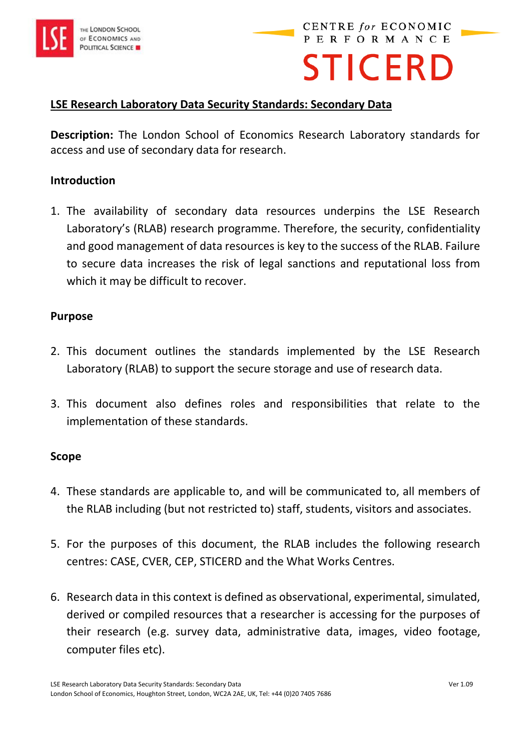# LSE Research Laboratory Data Security Standards: Secondary Data

**Description:** The London School of Economics Research Laboratory standards for access and use of secondary data for research.

## Introduction

1. The availability of secondary data resources underpins the LSE Research Laboratory's (RLAB) research programme. Therefore, the security, confidentiality and good management of data resources is key to the success of the RLAB. Failure to secure data increases the risk of legal sanctions and reputational loss from which it may be difficult to recover.

## Purpose

2. This document outlines the standards implemented by the LSE Research Laboratory (RLAB) to support the secure storage and use of research data.

3. This document also defines roles and responsibilities that relate to the implementation of these standards.

## Scope

4. These standards are applicable to, and will be communicated to, all members of the RLAB including (but not restricted to) staff, students, visitors and associates.

5. For the purposes of this document, the RLAB includes the following research centres: CASE, CVER, CEP, STICERD and the What Works Centres.

6. Research data in this context is defined as observational, experimental, simulated, derived or compiled resources that a researcher is accessing for the purposes of their research (e.g. survey data, administrative data, images, video footage, computer files etc).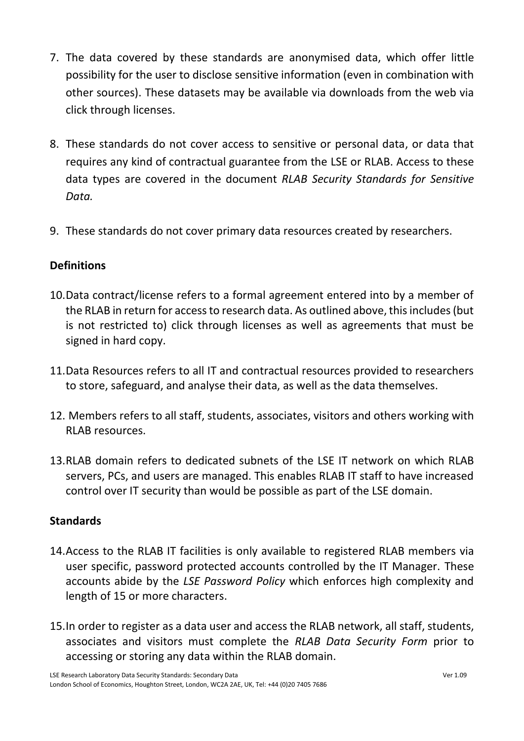7. The data covered by these standards are anonymised data, which offer little possibility for the user to disclose sensitive information (even in combination with other sources). These datasets may be available via downloads from the web via click through licenses.

8. These standards do not cover access to sensitive or personal data, or data that requires any kind of contractual guarantee from the LSE or RLAB. Access to these data types are covered in the document *RLAB Security Standards for Sensitive Data.*

9. These standards do not cover primary data resources created by researchers.

**Definitions**

10. Data contract/license refers to a formal agreement entered into by a member of the RLAB in return for access to research data. As outlined above, this includes (but is not restricted to) click through licenses as well as agreements that must be signed in hard copy.

11. Data Resources refers to all IT and contractual resources provided to researchers to store, safeguard, and analyse their data, as well as the data themselves.

12. Members refers to all staff, students, associates, visitors and others working with RLAB resources.

13. RLAB domain refers to dedicated subnets of the LSE IT network on which RLAB servers, PCs, and users are managed. This enables RLAB IT staff to have increased control over IT security than would be possible as part of the LSE domain.

**Standards**

14. Access to the RLAB IT facilities is only available to registered RLAB members via user specific, password protected accounts controlled by the IT Manager. These accounts abide by the *LSE Password Policy* which enforces high complexity and length of 15 or more characters.

15. In order to register as a data user and access the RLAB network, all staff, students, associates and visitors must complete the *RLAB Data Security Form* prior to accessing or storing any data within the RLAB domain.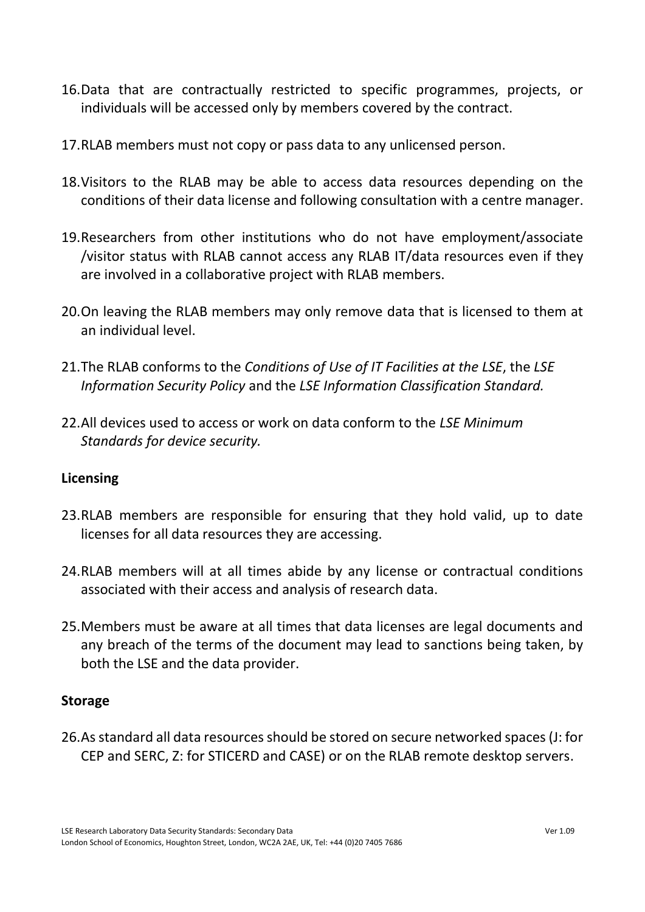16. Data that are contractually restricted to specific programmes, projects, or individuals will be accessed only by members covered by the contract.

17. RLAB members must not copy or pass data to any unlicensed person.

18. Visitors to the RLAB may be able to access data resources depending on the conditions of their data license and following consultation with a centre manager.

19. Researchers from other institutions who do not have employment/associate /visitor status with RLAB cannot access any RLAB IT/data resources even if they are involved in a collaborative project with RLAB members.

20. On leaving the RLAB members may only remove data that is licensed to them at an individual level.

21. The RLAB conforms to the *Conditions of Use of IT Facilities at the LSE*, the *LSE Information Security Policy* and the *LSE Information Classification Standard.*

22. All devices used to access or work on data conform to the *LSE Minimum Standards for device security.*

**Licensing**

23. RLAB members are responsible for ensuring that they hold valid, up to date licenses for all data resources they are accessing.

24. RLAB members will at all times abide by any license or contractual conditions associated with their access and analysis of research data.

25. Members must be aware at all times that data licenses are legal documents and any breach of the terms of the document may lead to sanctions being taken, by both the LSE and the data provider.

**Storage**

26. As standard all data resources should be stored on secure networked spaces (J: for CEP and SERC, Z: for STICERD and CASE) or on the RLAB remote desktop servers.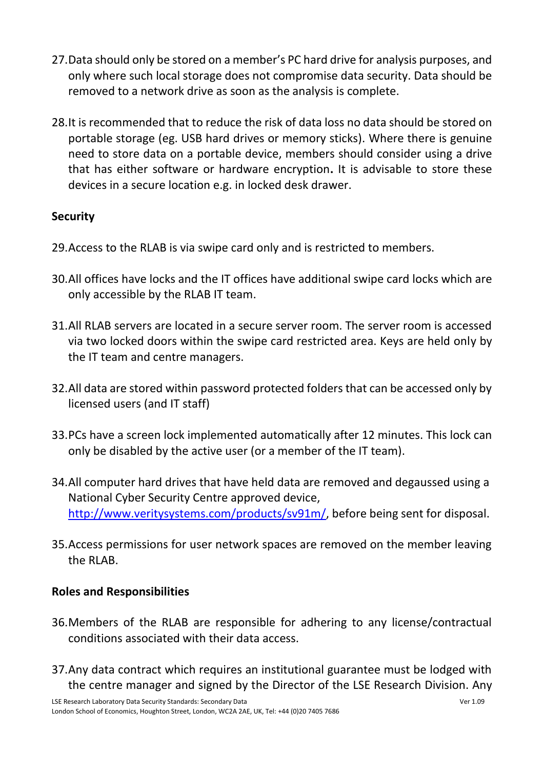27. Data should only be stored on a member's PC hard drive for analysis purposes, and only where such local storage does not compromise data security. Data should be removed to a network drive as soon as the analysis is complete.

28. It is recommended that to reduce the risk of data loss no data should be stored on portable storage (eg. USB hard drives or memory sticks). Where there is genuine need to store data on a portable device, members should consider using a drive that has either software or hardware encryption**.** It is advisable to store these devices in a secure location e.g. in locked desk drawer.

### Security

29. Access to the RLAB is via swipe card only and is restricted to members.

30. All offices have locks and the IT offices have additional swipe card locks which are only accessible by the RLAB IT team.

31. All RLAB servers are located in a secure server room. The server room is accessed via two locked doors within the swipe card restricted area. Keys are held only by the IT team and centre managers.

32. All data are stored within password protected folders that can be accessed only by licensed users (and IT staff)

33. PCs have a screen lock implemented automatically after 12 minutes. This lock can only be disabled by the active user (or a member of the IT team).

34. All computer hard drives that have held data are removed and degaussed using a National Cyber Security Centre approved device, [http://www.veritysystems.com/products/sv91m/](http://www.veritysystems.com/products/sv91m/), before being sent for disposal.

35. Access permissions for user network spaces are removed on the member leaving the RLAB.

### Roles and Responsibilities

36. Members of the RLAB are responsible for adhering to any license/contractual conditions associated with their data access.

37. Any data contract which requires an institutional guarantee must be lodged with the centre manager and signed by the Director of the LSE Research Division. Any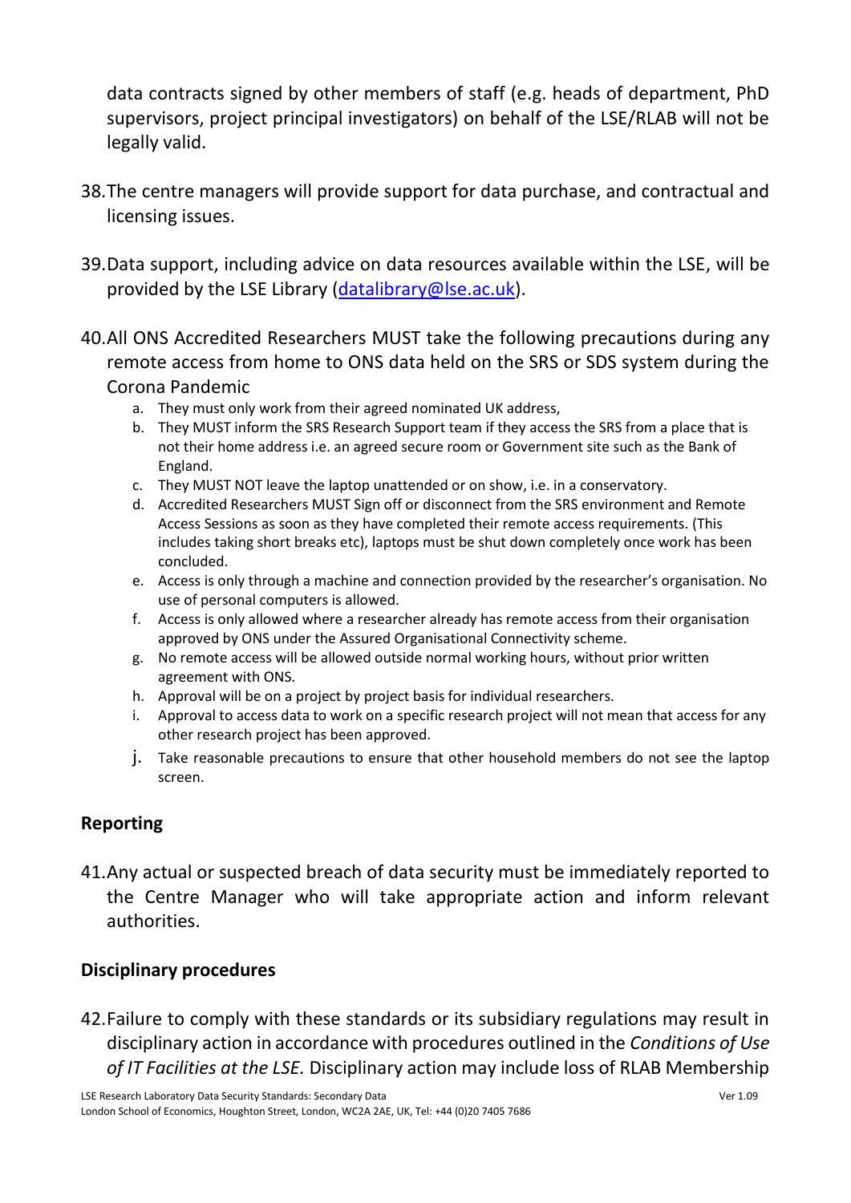data contracts signed by other members of staff (e.g. heads of department, PhD supervisors, project principal investigators) on behalf of the LSE/RLAB will not be legally valid.

38. The centre managers will provide support for data purchase, and contractual and licensing issues.

39. Data support, including advice on data resources available within the LSE, will be provided by the LSE Library (datalibrary@lse.ac.uk).

40. All ONS Accredited Researchers MUST take the following precautions during any remote access from home to ONS data held on the SRS or SDS system during the Corona Pandemic
    a. They must only work from their agreed nominated UK address,
    b. They MUST inform the SRS Research Support team if they access the SRS from a place that is not their home address i.e. an agreed secure room or Government site such as the Bank of England.
    c. They MUST NOT leave the laptop unattended or on show, i.e. in a conservatory.
    d. Accredited Researchers MUST Sign off or disconnect from the SRS environment and Remote Access Sessions as soon as they have completed their remote access requirements. (This includes taking short breaks etc), laptops must be shut down completely once work has been concluded.
    e. Access is only through a machine and connection provided by the researcher's organisation. No use of personal computers is allowed.
    f. Access is only allowed where a researcher already has remote access from their organisation approved by ONS under the Assured Organisational Connectivity scheme.
    g. No remote access will be allowed outside normal working hours, without prior written agreement with ONS.
    h. Approval will be on a project by project basis for individual researchers.
    i. Approval to access data to work on a specific research project will not mean that access for any other research project has been approved.
    j. Take reasonable precautions to ensure that other household members do not see the laptop screen.

## Reporting

41. Any actual or suspected breach of data security must be immediately reported to the Centre Manager who will take appropriate action and inform relevant authorities.

## Disciplinary procedures

42. Failure to comply with these standards or its subsidiary regulations may result in disciplinary action in accordance with procedures outlined in the *Conditions of Use of IT Facilities at the LSE.* Disciplinary action may include loss of RLAB Membership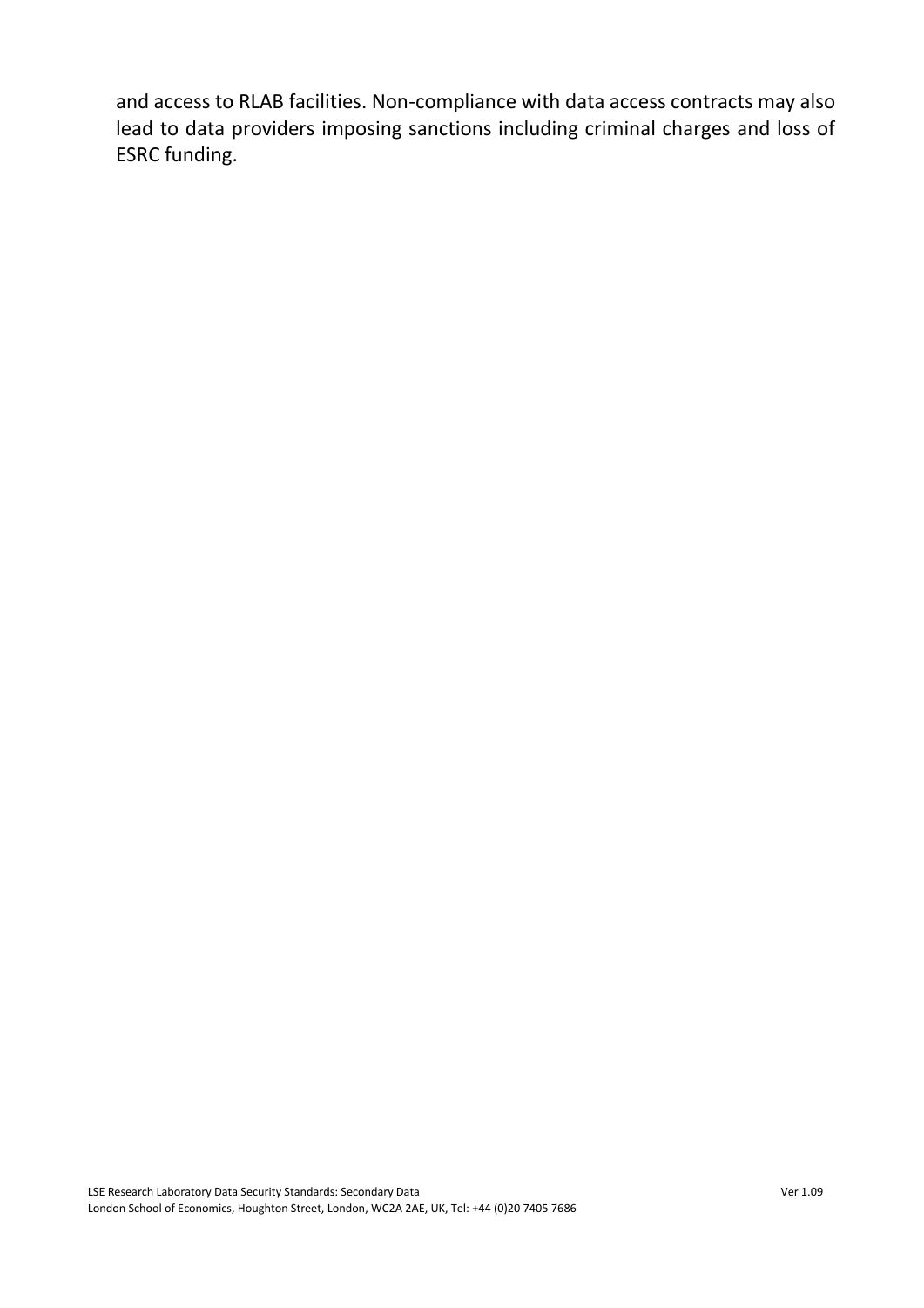and access to RLAB facilities. Non-compliance with data access contracts may also lead to data providers imposing sanctions including criminal charges and loss of ESRC funding.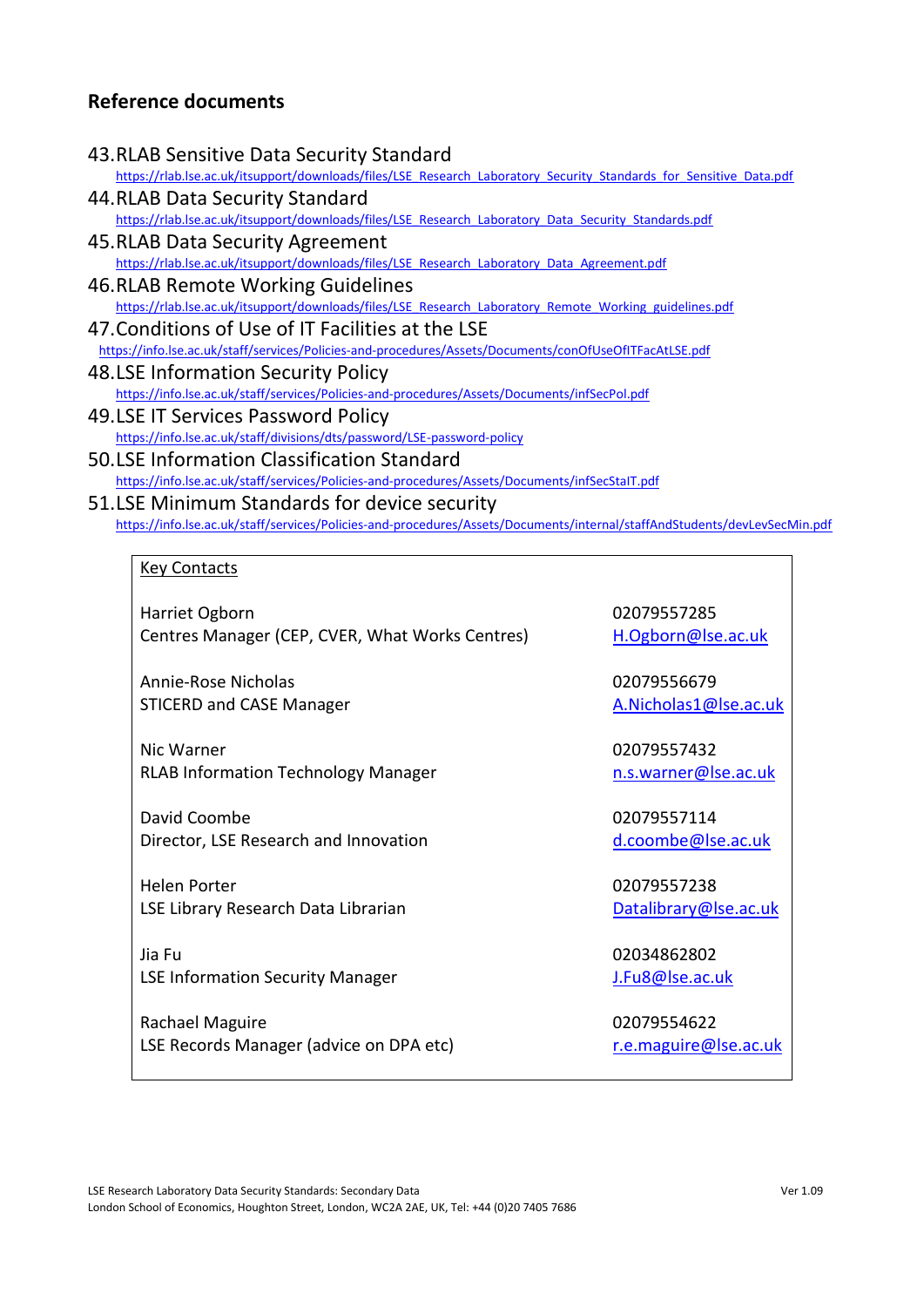## Reference documents

43. RLAB Sensitive Data Security Standard
    https://rlab.lse.ac.uk/itsupport/downloads/files/LSE_Research_Laboratory_Security_Standards_for_Sensitive_Data.pdf
44. RLAB Data Security Standard
    https://rlab.lse.ac.uk/itsupport/downloads/files/LSE_Research_Laboratory_Data_Security_Standards.pdf
45. RLAB Data Security Agreement
    https://rlab.lse.ac.uk/itsupport/downloads/files/LSE_Research_Laboratory_Data_Agreement.pdf
46. RLAB Remote Working Guidelines
    https://rlab.lse.ac.uk/itsupport/downloads/files/LSE_Research_Laboratory_Remote_Working_guidelines.pdf
47. Conditions of Use of IT Facilities at the LSE
    https://info.lse.ac.uk/staff/services/Policies-and-procedures/Assets/Documents/conOfUseOfITFacAtLSE.pdf
48. LSE Information Security Policy
    https://info.lse.ac.uk/staff/services/Policies-and-procedures/Assets/Documents/infSecPol.pdf
49. LSE IT Services Password Policy
    https://info.lse.ac.uk/staff/divisions/dts/password/LSE-password-policy
50. LSE Information Classification Standard
    https://info.lse.ac.uk/staff/services/Policies-and-procedures/Assets/Documents/infSecStaIT.pdf
51. LSE Minimum Standards for device security
    https://info.lse.ac.uk/staff/services/Policies-and-procedures/Assets/Documents/internal/staffAndStudents/devLevSecMin.pdf

Key Contacts

| | |
|---|---|
| Harriet Ogborn<br>Centres Manager (CEP, CVER, What Works Centres) | 02079557285<br>H.Ogborn@lse.ac.uk |
| Annie-Rose Nicholas<br>STICERD and CASE Manager | 02079556679<br>A.Nicholas1@lse.ac.uk |
| Nic Warner<br>RLAB Information Technology Manager | 02079557432<br>n.s.warner@lse.ac.uk |
| David Coombe<br>Director, LSE Research and Innovation | 02079557114<br>d.coombe@lse.ac.uk |
| Helen Porter<br>LSE Library Research Data Librarian | 02079557238<br>Datalibrary@lse.ac.uk |
| Jia Fu<br>LSE Information Security Manager | 02034862802<br>J.Fu8@lse.ac.uk |
| Rachael Maguire<br>LSE Records Manager (advice on DPA etc) | 02079554622<br>r.e.maguire@lse.ac.uk |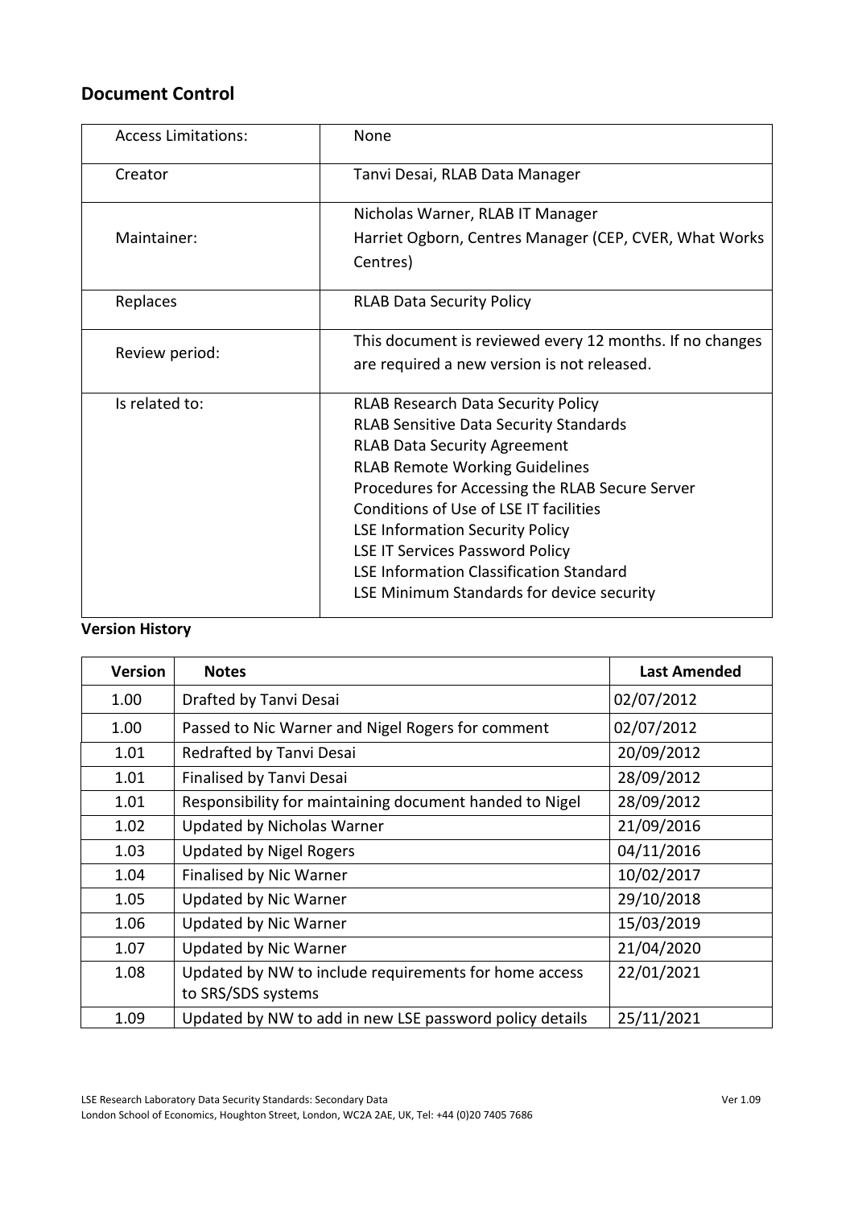## Document Control

| | |
|---|---|
| Access Limitations: | None |
| Creator | Tanvi Desai, RLAB Data Manager |
| Maintainer: | Nicholas Warner, RLAB IT Manager<br>Harriet Ogborn, Centres Manager (CEP, CVER, What Works Centres) |
| Replaces | RLAB Data Security Policy |
| Review period: | This document is reviewed every 12 months. If no changes are required a new version is not released. |
| Is related to: | RLAB Research Data Security Policy<br>RLAB Sensitive Data Security Standards<br>RLAB Data Security Agreement<br>RLAB Remote Working Guidelines<br>Procedures for Accessing the RLAB Secure Server<br>Conditions of Use of LSE IT facilities<br>LSE Information Security Policy<br>LSE IT Services Password Policy<br>LSE Information Classification Standard<br>LSE Minimum Standards for device security |

**Version History**

| Version | Notes | Last Amended |
|---|---|---|
| 1.00 | Drafted by Tanvi Desai | 02/07/2012 |
| 1.00 | Passed to Nic Warner and Nigel Rogers for comment | 02/07/2012 |
| 1.01 | Redrafted by Tanvi Desai | 20/09/2012 |
| 1.01 | Finalised by Tanvi Desai | 28/09/2012 |
| 1.01 | Responsibility for maintaining document handed to Nigel | 28/09/2012 |
| 1.02 | Updated by Nicholas Warner | 21/09/2016 |
| 1.03 | Updated by Nigel Rogers | 04/11/2016 |
| 1.04 | Finalised by Nic Warner | 10/02/2017 |
| 1.05 | Updated by Nic Warner | 29/10/2018 |
| 1.06 | Updated by Nic Warner | 15/03/2019 |
| 1.07 | Updated by Nic Warner | 21/04/2020 |
| 1.08 | Updated by NW to include requirements for home access to SRS/SDS systems | 22/01/2021 |
| 1.09 | Updated by NW to add in new LSE password policy details | 25/11/2021 |